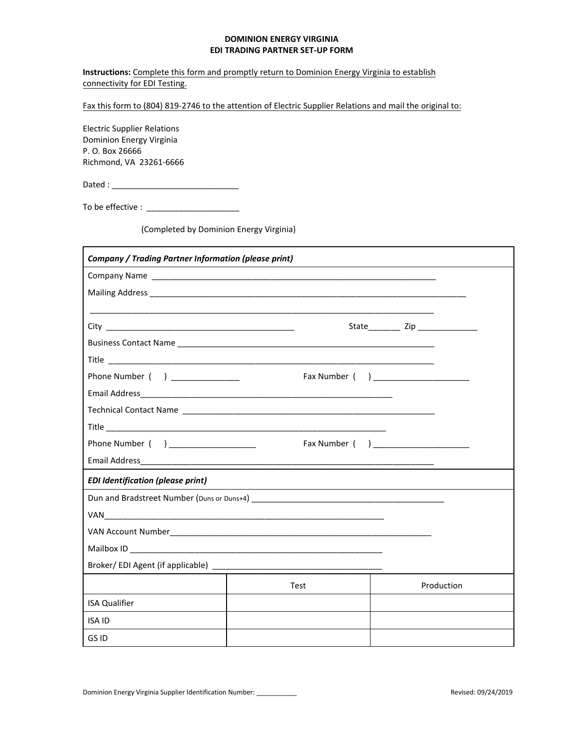# DOMINION ENERGY VIRGINIA
## EDI TRADING PARTNER SET-UP FORM

**Instructions:** Complete this form and promptly return to Dominion Energy Virginia to establish connectivity for EDI Testing.

Fax this form to (804) 819-2746 to the attention of Electric Supplier Relations and mail the original to:

Electric Supplier Relations
Dominion Energy Virginia
P. O. Box 26666
Richmond, VA 23261-6666

Dated : ___________________________

To be effective : ___________________

(Completed by Dominion Energy Virginia)

***Company / Trading Partner Information (please print)***

Company Name ______________________________________________________________

Mailing Address _____________________________________________________________________

_____________________________________________________________________________

City ________________________________________ State_______ Zip _____________

Business Contact Name ____________________________________________________

Title ______________________________________________________________________

Phone Number ( ) _______________ Fax Number ( ) _____________________

Email Address________________________________________________________

Technical Contact Name ____________________________________________________

Title ________________________________________________________________

Phone Number ( ) ___________________ Fax Number ( ) _____________________

Email Address________________________________________________________________

***EDI Identification (please print)***

Dun and Bradstreet Number (Duns or Duns+4) __________________________________________

VAN________________________________________________________________

VAN Account Number_________________________________________________________

Mailbox ID ________________________________________________________

Broker/ EDI Agent (if applicable) ____________________________________

| | Test | Production |
|---|---|---|
| ISA Qualifier | | |
| ISA ID | | |
| GS ID | | |

Dominion Energy Virginia Supplier Identification Number: ___________

Revised: 09/24/2019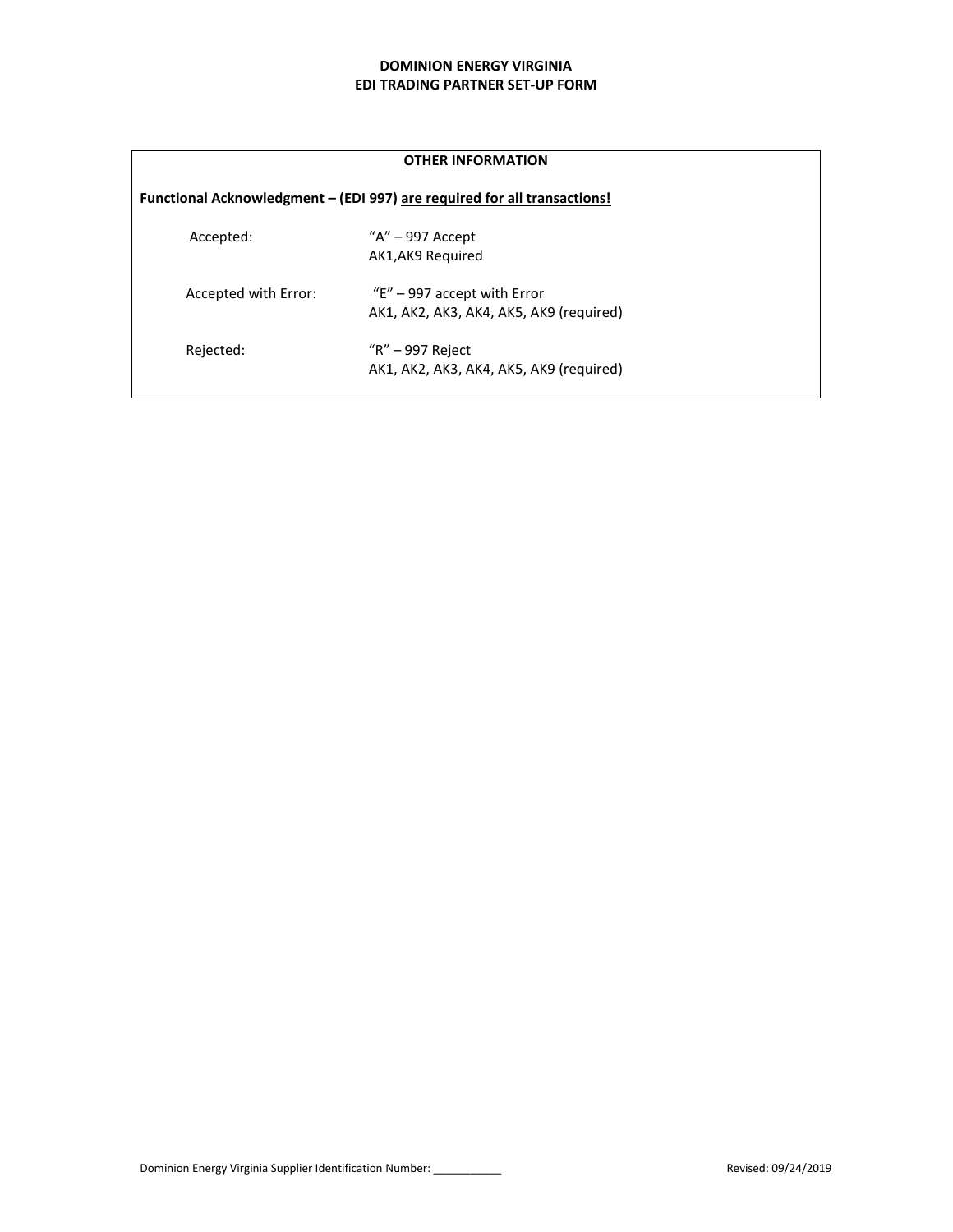**DOMINION ENERGY VIRGINIA**
**EDI TRADING PARTNER SET-UP FORM**

| **OTHER INFORMATION** | |
|---|---|
| **Functional Acknowledgment – (EDI 997) <u>are required for all transactions!</u>** | |
| Accepted: | "A" – 997 Accept<br>AK1,AK9 Required |
| Accepted with Error: | "E" – 997 accept with Error<br>AK1, AK2, AK3, AK4, AK5, AK9 (required) |
| Rejected: | "R" – 997 Reject<br>AK1, AK2, AK3, AK4, AK5, AK9 (required) |

Dominion Energy Virginia Supplier Identification Number: ___________

Revised: 09/24/2019